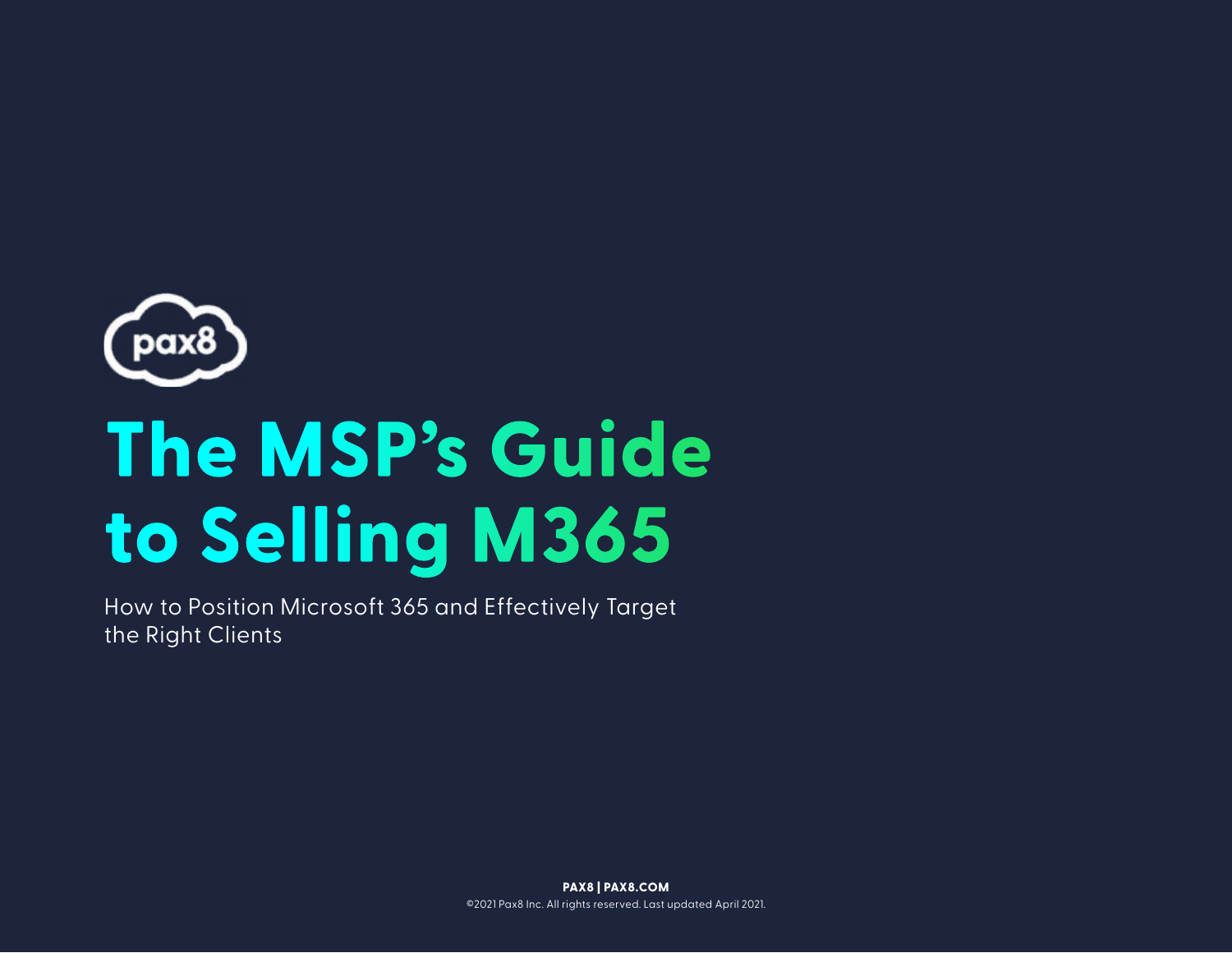# The MSP's Guide to Selling M365

How to Position Microsoft 365 and Effectively Target the Right Clients

**PAX8 | PAX8.COM**

©2021 Pax8 Inc. All rights reserved. Last updated April 2021.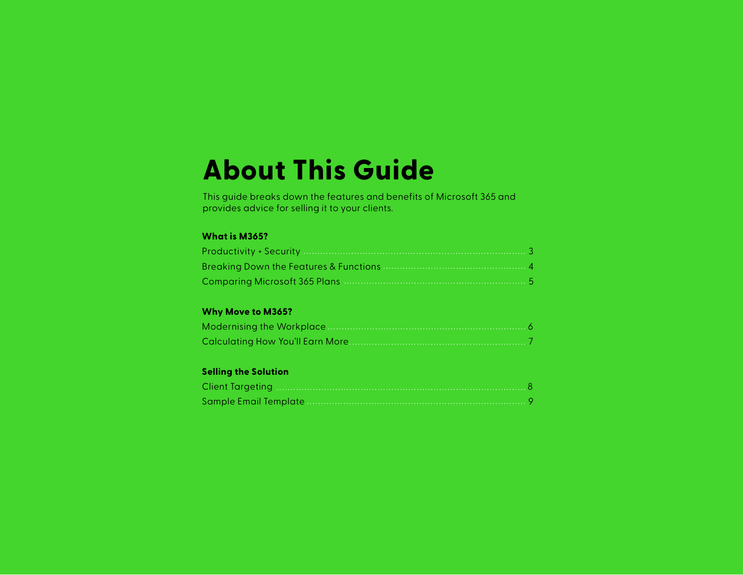# About This Guide

This guide breaks down the features and benefits of Microsoft 365 and provides advice for selling it to your clients.

**What is M365?**

Productivity + Security ........ 3

Breaking Down the Features & Functions ........ 4

Comparing Microsoft 365 Plans ........ 5

**Why Move to M365?**

Modernising the Workplace ........ 6

Calculating How You'll Earn More ........ 7

**Selling the Solution**

Client Targeting ........ 8

Sample Email Template ........ 9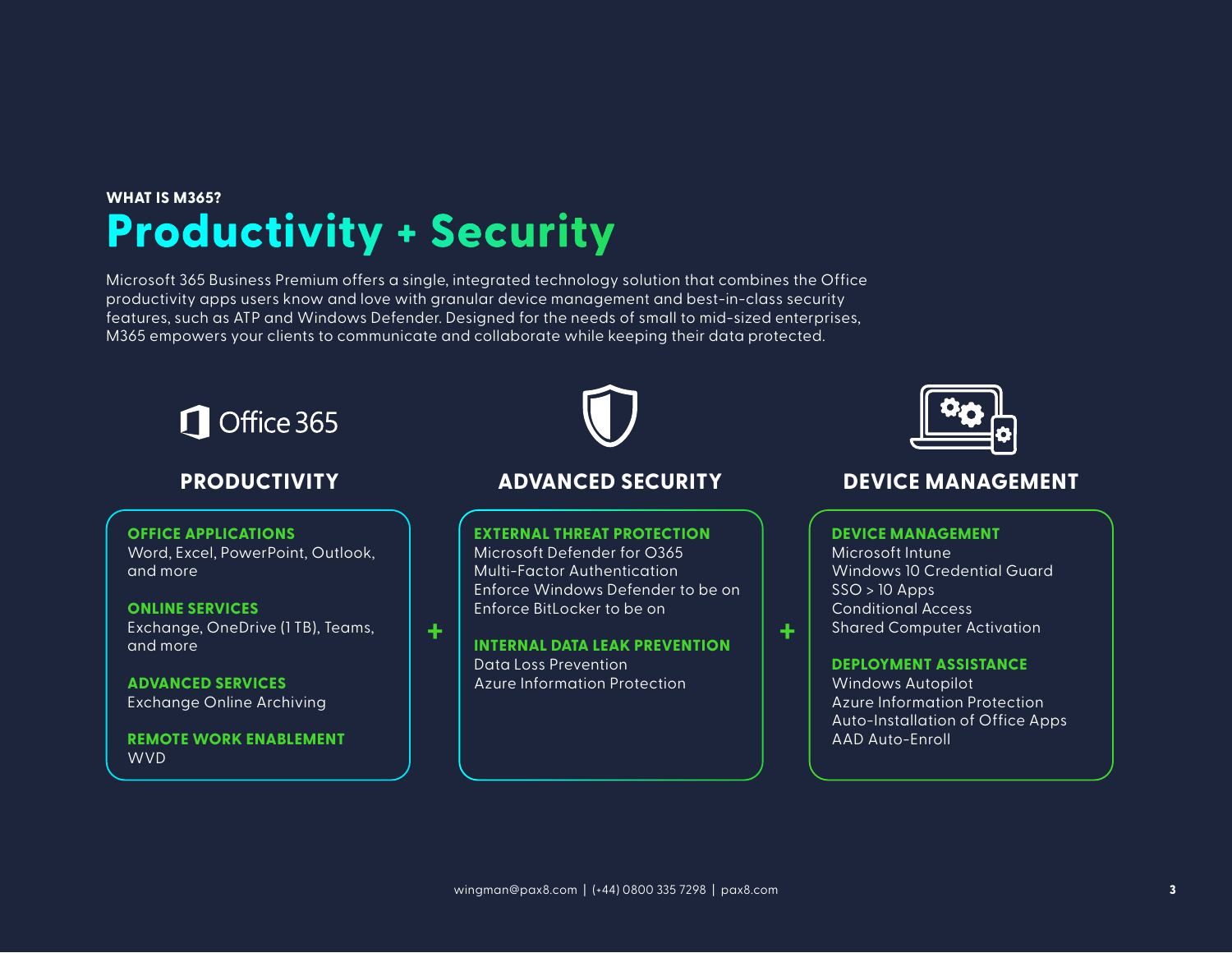**WHAT IS M365?**

# Productivity + Security

Microsoft 365 Business Premium offers a single, integrated technology solution that combines the Office productivity apps users know and love with granular device management and best-in-class security features, such as ATP and Windows Defender. Designed for the needs of small to mid-sized enterprises, M365 empowers your clients to communicate and collaborate while keeping their data protected.

Office 365

## PRODUCTIVITY

**OFFICE APPLICATIONS**
Word, Excel, PowerPoint, Outlook, and more

**ONLINE SERVICES**
Exchange, OneDrive (1 TB), Teams, and more

**ADVANCED SERVICES**
Exchange Online Archiving

**REMOTE WORK ENABLEMENT**
WVD

+

## ADVANCED SECURITY

**EXTERNAL THREAT PROTECTION**
Microsoft Defender for O365
Multi-Factor Authentication
Enforce Windows Defender to be on
Enforce BitLocker to be on

**INTERNAL DATA LEAK PREVENTION**
Data Loss Prevention
Azure Information Protection

+

## DEVICE MANAGEMENT

**DEVICE MANAGEMENT**
Microsoft Intune
Windows 10 Credential Guard
SSO > 10 Apps
Conditional Access
Shared Computer Activation

**DEPLOYMENT ASSISTANCE**
Windows Autopilot
Azure Information Protection
Auto-Installation of Office Apps
AAD Auto-Enroll

wingman@pax8.com | (+44) 0800 335 7298 | pax8.com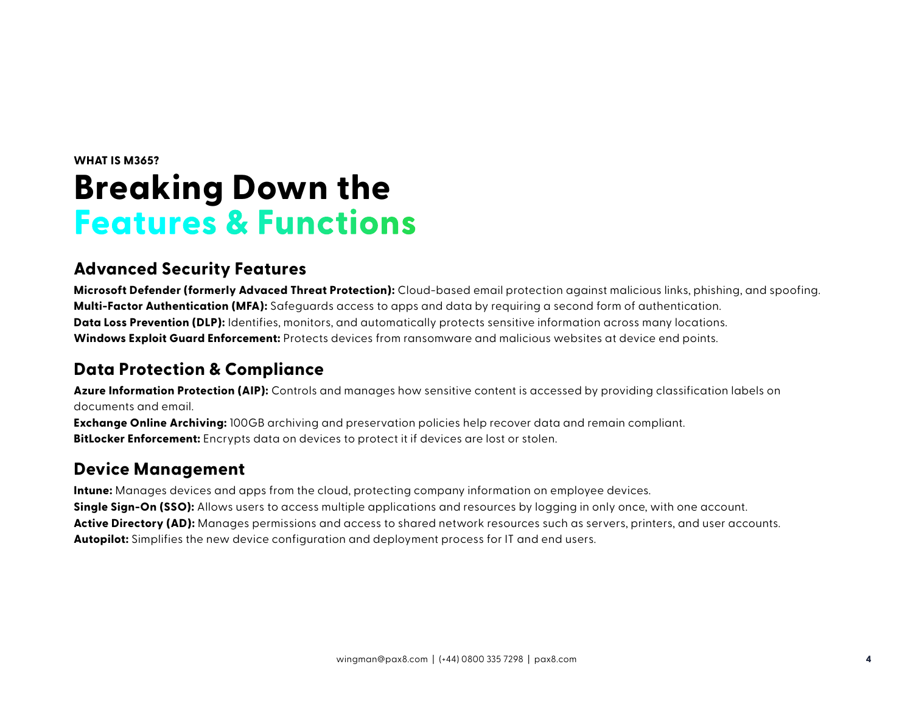WHAT IS M365?

# Breaking Down the Features & Functions

## Advanced Security Features

**Microsoft Defender (formerly Advaced Threat Protection):** Cloud-based email protection against malicious links, phishing, and spoofing.
**Multi-Factor Authentication (MFA):** Safeguards access to apps and data by requiring a second form of authentication.
**Data Loss Prevention (DLP):** Identifies, monitors, and automatically protects sensitive information across many locations.
**Windows Exploit Guard Enforcement:** Protects devices from ransomware and malicious websites at device end points.

## Data Protection & Compliance

**Azure Information Protection (AIP):** Controls and manages how sensitive content is accessed by providing classification labels on documents and email.
**Exchange Online Archiving:** 100GB archiving and preservation policies help recover data and remain compliant.
**BitLocker Enforcement:** Encrypts data on devices to protect it if devices are lost or stolen.

## Device Management

**Intune:** Manages devices and apps from the cloud, protecting company information on employee devices.
**Single Sign-On (SSO):** Allows users to access multiple applications and resources by logging in only once, with one account.
**Active Directory (AD):** Manages permissions and access to shared network resources such as servers, printers, and user accounts.
**Autopilot:** Simplifies the new device configuration and deployment process for IT and end users.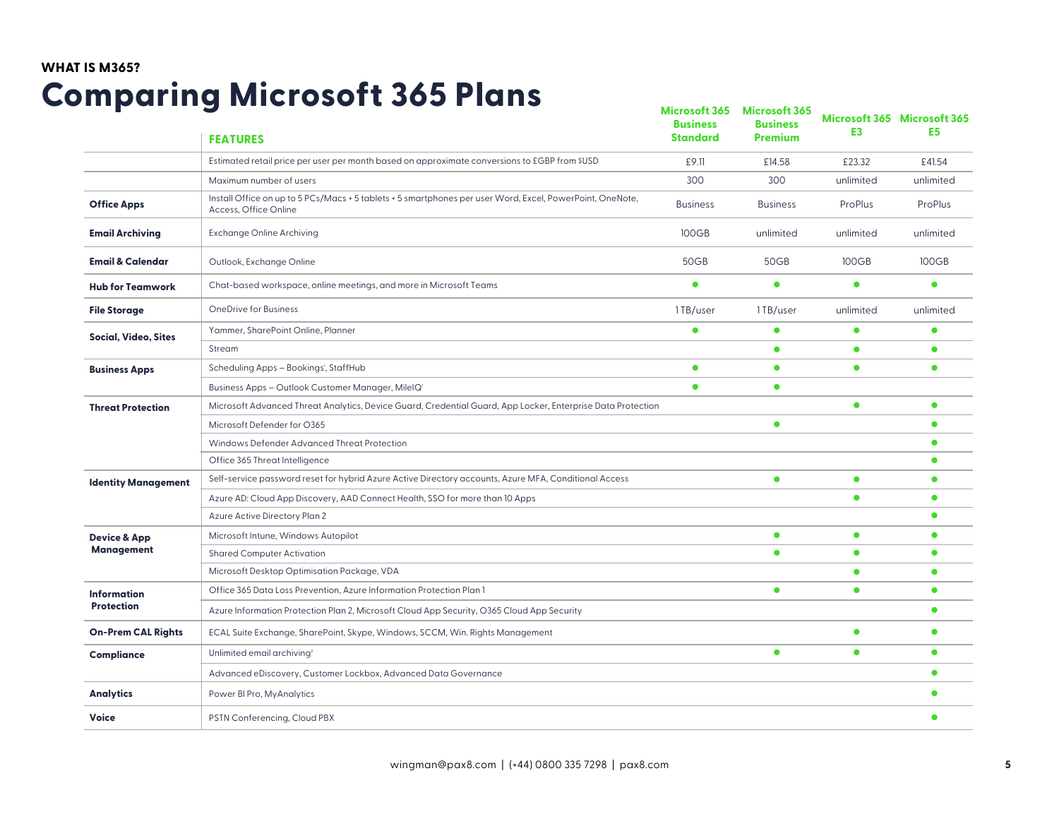WHAT IS M365?

# Comparing Microsoft 365 Plans

| | FEATURES | Microsoft 365 Business Standard | Microsoft 365 Business Premium | Microsoft 365 E3 | Microsoft 365 E5 |
|---|---|---|---|---|---|
| | Estimated retail price per user per month based on approximate conversions to £GBP from $USD | £9.11 | £14.58 | £23.32 | £41.54 |
| | Maximum number of users | 300 | 300 | unlimited | unlimited |
| **Office Apps** | Install Office on up to 5 PCs/Macs + 5 tablets + 5 smartphones per user Word, Excel, PowerPoint, OneNote, Access, Office Online | Business | Business | ProPlus | ProPlus |
| **Email Archiving** | Exchange Online Archiving | 100GB | unlimited | unlimited | unlimited |
| **Email & Calendar** | Outlook, Exchange Online | 50GB | 50GB | 100GB | 100GB |
| **Hub for Teamwork** | Chat-based workspace, online meetings, and more in Microsoft Teams | ● | ● | ● | ● |
| **File Storage** | OneDrive for Business | 1 TB/user | 1 TB/user | unlimited | unlimited |
| **Social, Video, Sites** | Yammer, SharePoint Online, Planner | ● | ● | ● | ● |
| | Stream | | ● | ● | ● |
| **Business Apps** | Scheduling Apps – Bookings[1], StaffHub | ● | ● | ● | ● |
| | Business Apps – Outlook Customer Manager, MileIQ[1] | ● | ● | | |
| **Threat Protection** | Microsoft Advanced Threat Analytics, Device Guard, Credential Guard, App Locker, Enterprise Data Protection | | | ● | ● |
| | Microsoft Defender for O365 | | ● | | ● |
| | Windows Defender Advanced Threat Protection | | | | ● |
| | Office 365 Threat Intelligence | | | | ● |
| **Identity Management** | Self-service password reset for hybrid Azure Active Directory accounts, Azure MFA, Conditional Access | | ● | ● | ● |
| | Azure AD: Cloud App Discovery, AAD Connect Health, SSO for more than 10 Apps | | | ● | ● |
| | Azure Active Directory Plan 2 | | | | ● |
| **Device & App Management** | Microsoft Intune, Windows Autopilot | | ● | ● | ● |
| | Shared Computer Activation | | ● | ● | ● |
| | Microsoft Desktop Optimisation Package, VDA | | | ● | ● |
| **Information Protection** | Office 365 Data Loss Prevention, Azure Information Protection Plan 1 | | ● | ● | ● |
| | Azure Information Protection Plan 2, Microsoft Cloud App Security, O365 Cloud App Security | | | | ● |
| **On-Prem CAL Rights** | ECAL Suite Exchange, SharePoint, Skype, Windows, SCCM, Win. Rights Management | | | ● | ● |
| **Compliance** | Unlimited email archiving[2] | | ● | ● | ● |
| | Advanced eDiscovery, Customer Lockbox, Advanced Data Governance | | | | ● |
| **Analytics** | Power BI Pro, MyAnalytics | | | | ● |
| **Voice** | PSTN Conferencing, Cloud PBX | | | | ● |

wingman@pax8.com | (+44) 0800 335 7298 | pax8.com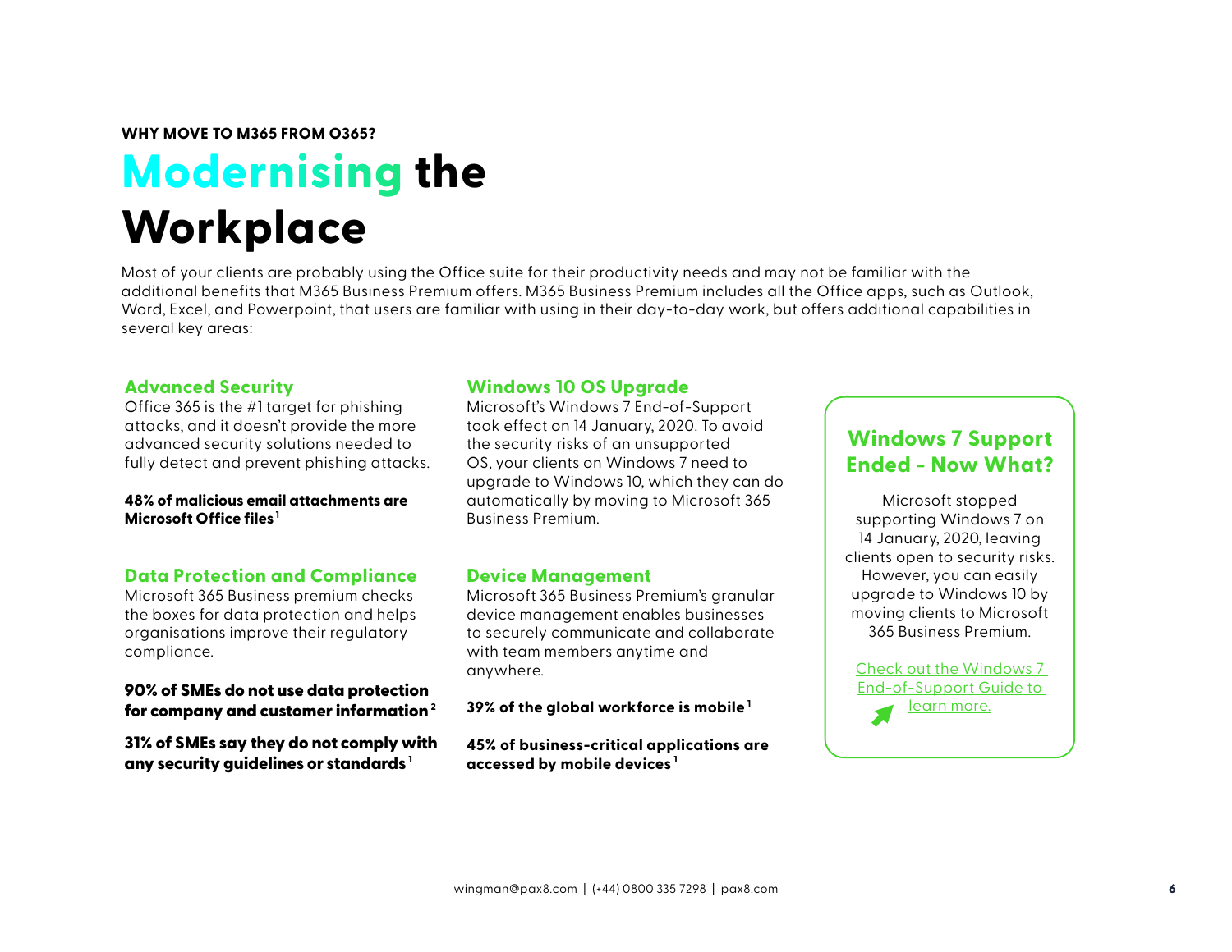**WHY MOVE TO M365 FROM O365?**

# Modernising the Workplace

Most of your clients are probably using the Office suite for their productivity needs and may not be familiar with the additional benefits that M365 Business Premium offers. M365 Business Premium includes all the Office apps, such as Outlook, Word, Excel, and Powerpoint, that users are familiar with using in their day-to-day work, but offers additional capabilities in several key areas:

### Advanced Security

Office 365 is the #1 target for phishing attacks, and it doesn't provide the more advanced security solutions needed to fully detect and prevent phishing attacks.

**48% of malicious email attachments are Microsoft Office files**[1]

### Data Protection and Compliance

Microsoft 365 Business premium checks the boxes for data protection and helps organisations improve their regulatory compliance.

**90% of SMEs do not use data protection for company and customer information**[2]

**31% of SMEs say they do not comply with any security guidelines or standards**[1]

### Windows 10 OS Upgrade

Microsoft's Windows 7 End-of-Support took effect on 14 January, 2020. To avoid the security risks of an unsupported OS, your clients on Windows 7 need to upgrade to Windows 10, which they can do automatically by moving to Microsoft 365 Business Premium.

### Device Management

Microsoft 365 Business Premium's granular device management enables businesses to securely communicate and collaborate with team members anytime and anywhere.

**39% of the global workforce is mobile**[1]

**45% of business-critical applications are accessed by mobile devices**[1]

### Windows 7 Support Ended - Now What?

Microsoft stopped supporting Windows 7 on 14 January, 2020, leaving clients open to security risks. However, you can easily upgrade to Windows 10 by moving clients to Microsoft 365 Business Premium.

Check out the Windows 7 End-of-Support Guide to learn more.

wingman@pax8.com | (+44) 0800 335 7298 | pax8.com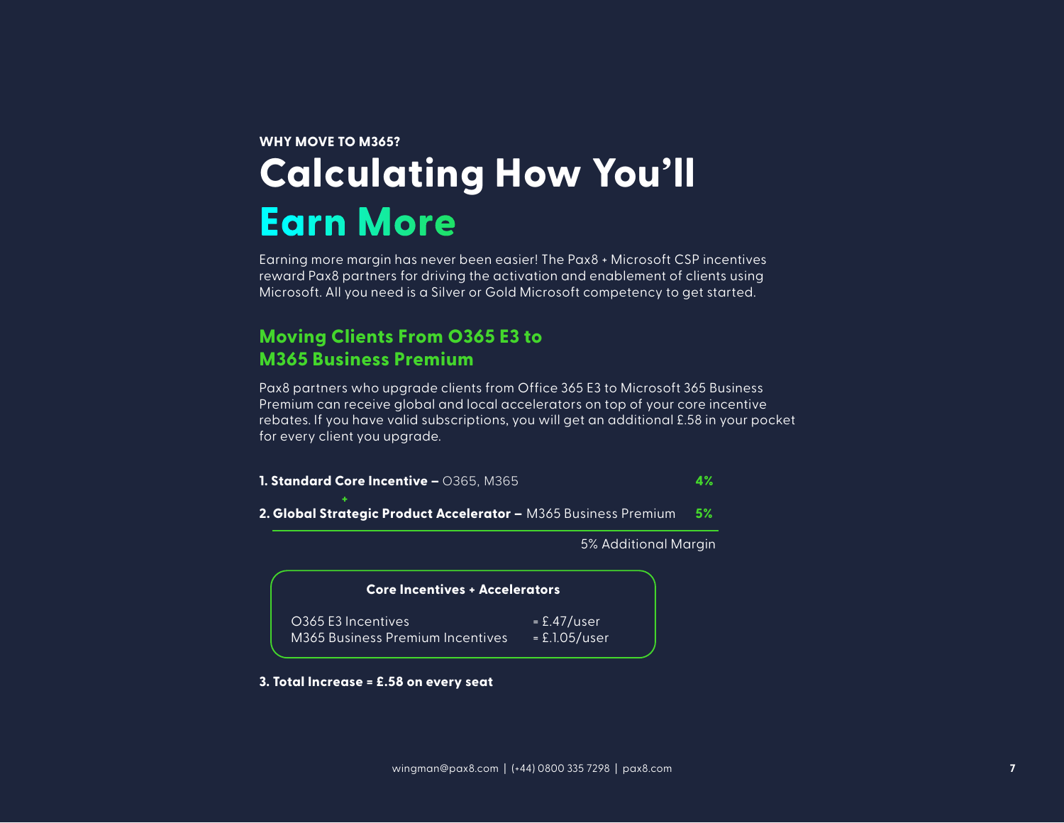**WHY MOVE TO M365?**

# Calculating How You'll Earn More

Earning more margin has never been easier! The Pax8 + Microsoft CSP incentives reward Pax8 partners for driving the activation and enablement of clients using Microsoft. All you need is a Silver or Gold Microsoft competency to get started.

## Moving Clients From O365 E3 to M365 Business Premium

Pax8 partners who upgrade clients from Office 365 E3 to Microsoft 365 Business Premium can receive global and local accelerators on top of your core incentive rebates. If you have valid subscriptions, you will get an additional £.58 in your pocket for every client you upgrade.

**1. Standard Core Incentive –** O365, M365 **4%**

\+

**2. Global Strategic Product Accelerator –** M365 Business Premium **5%**

5% Additional Margin

**Core Incentives + Accelerators**

| | |
|---|---|
| O365 E3 Incentives | = £.47/user |
| M365 Business Premium Incentives | = £.1.05/user |

**3. Total Increase = £.58 on every seat**

wingman@pax8.com | (+44) 0800 335 7298 | pax8.com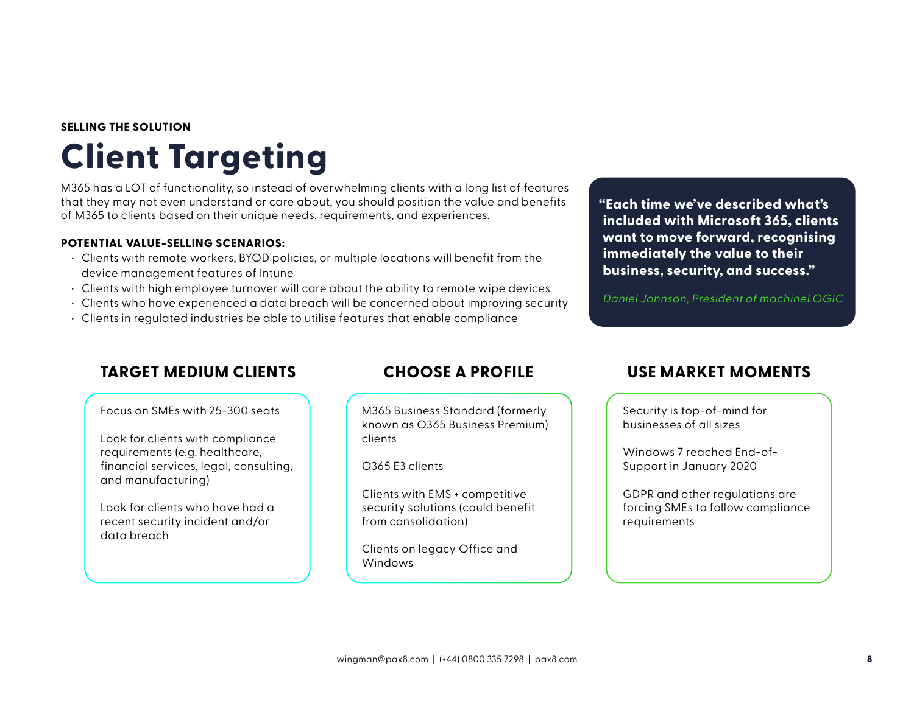**SELLING THE SOLUTION**

# Client Targeting

M365 has a LOT of functionality, so instead of overwhelming clients with a long list of features that they may not even understand or care about, you should position the value and benefits of M365 to clients based on their unique needs, requirements, and experiences.

**POTENTIAL VALUE-SELLING SCENARIOS:**

- Clients with remote workers, BYOD policies, or multiple locations will benefit from the device management features of Intune
- Clients with high employee turnover will care about the ability to remote wipe devices
- Clients who have experienced a data breach will be concerned about improving security
- Clients in regulated industries be able to utilise features that enable compliance

> **"Each time we've described what's included with Microsoft 365, clients want to move forward, recognising immediately the value to their business, security, and success."**
>
> *Daniel Johnson, President of machineLOGIC*

## TARGET MEDIUM CLIENTS

Focus on SMEs with 25-300 seats

Look for clients with compliance requirements (e.g. healthcare, financial services, legal, consulting, and manufacturing)

Look for clients who have had a recent security incident and/or data breach

## CHOOSE A PROFILE

M365 Business Standard (formerly known as O365 Business Premium) clients

O365 E3 clients

Clients with EMS + competitive security solutions (could benefit from consolidation)

Clients on legacy Office and Windows

## USE MARKET MOMENTS

Security is top-of-mind for businesses of all sizes

Windows 7 reached End-of-Support in January 2020

GDPR and other regulations are forcing SMEs to follow compliance requirements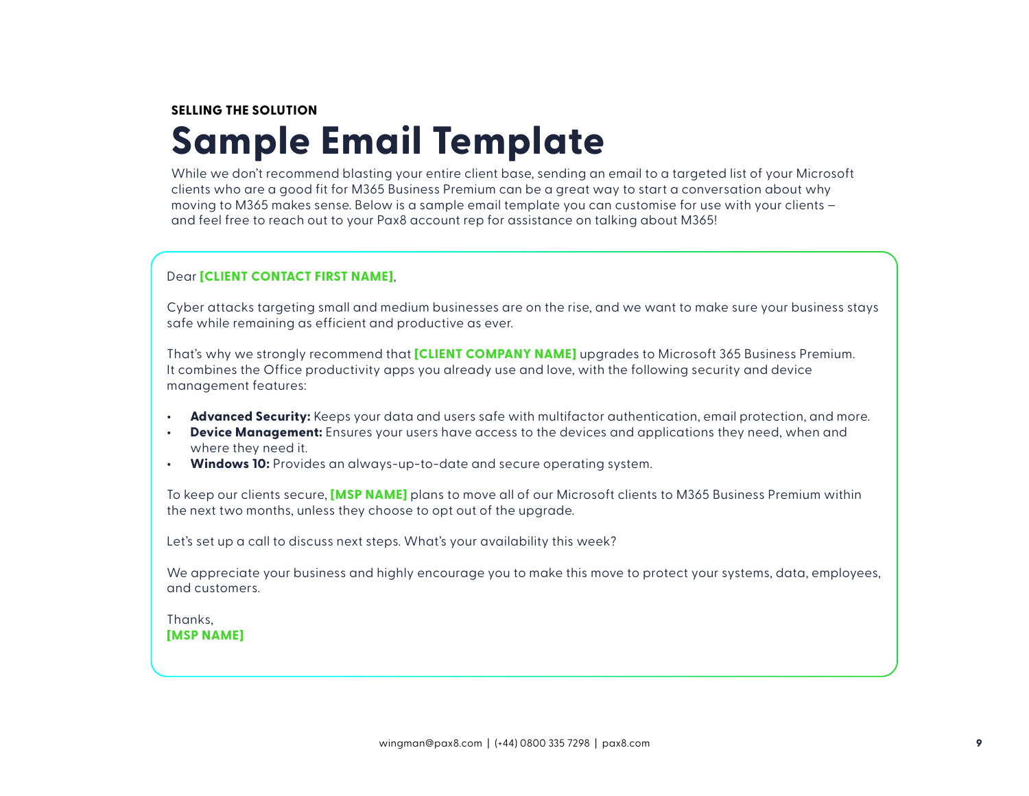**SELLING THE SOLUTION**

# Sample Email Template

While we don't recommend blasting your entire client base, sending an email to a targeted list of your Microsoft clients who are a good fit for M365 Business Premium can be a great way to start a conversation about why moving to M365 makes sense. Below is a sample email template you can customise for use with your clients – and feel free to reach out to your Pax8 account rep for assistance on talking about M365!

Dear **[CLIENT CONTACT FIRST NAME]**,

Cyber attacks targeting small and medium businesses are on the rise, and we want to make sure your business stays safe while remaining as efficient and productive as ever.

That's why we strongly recommend that **[CLIENT COMPANY NAME]** upgrades to Microsoft 365 Business Premium. It combines the Office productivity apps you already use and love, with the following security and device management features:

- **Advanced Security:** Keeps your data and users safe with multifactor authentication, email protection, and more.
- **Device Management:** Ensures your users have access to the devices and applications they need, when and where they need it.
- **Windows 10:** Provides an always-up-to-date and secure operating system.

To keep our clients secure, **[MSP NAME]** plans to move all of our Microsoft clients to M365 Business Premium within the next two months, unless they choose to opt out of the upgrade.

Let's set up a call to discuss next steps. What's your availability this week?

We appreciate your business and highly encourage you to make this move to protect your systems, data, employees, and customers.

Thanks,
**[MSP NAME]**

wingman@pax8.com | (+44) 0800 335 7298 | pax8.com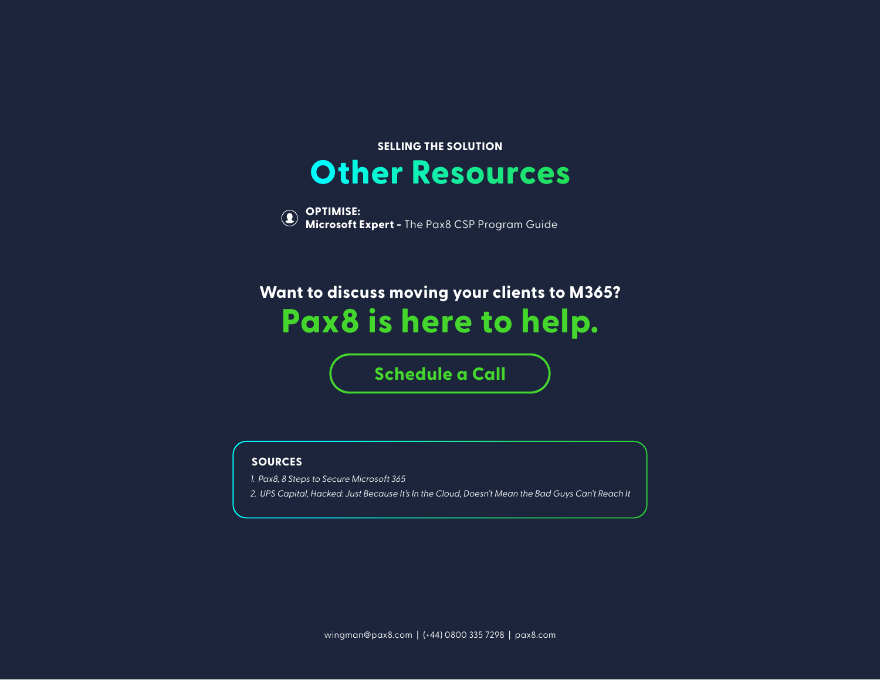SELLING THE SOLUTION

# Other Resources

**OPTIMISE:**
**Microsoft Expert -** The Pax8 CSP Program Guide

**Want to discuss moving your clients to M365?**

## Pax8 is here to help.

Schedule a Call

**SOURCES**

1. *Pax8, 8 Steps to Secure Microsoft 365*
2. *UPS Capital, Hacked: Just Because It's In the Cloud, Doesn't Mean the Bad Guys Can't Reach It*

wingman@pax8.com | (+44) 0800 335 7298 | pax8.com